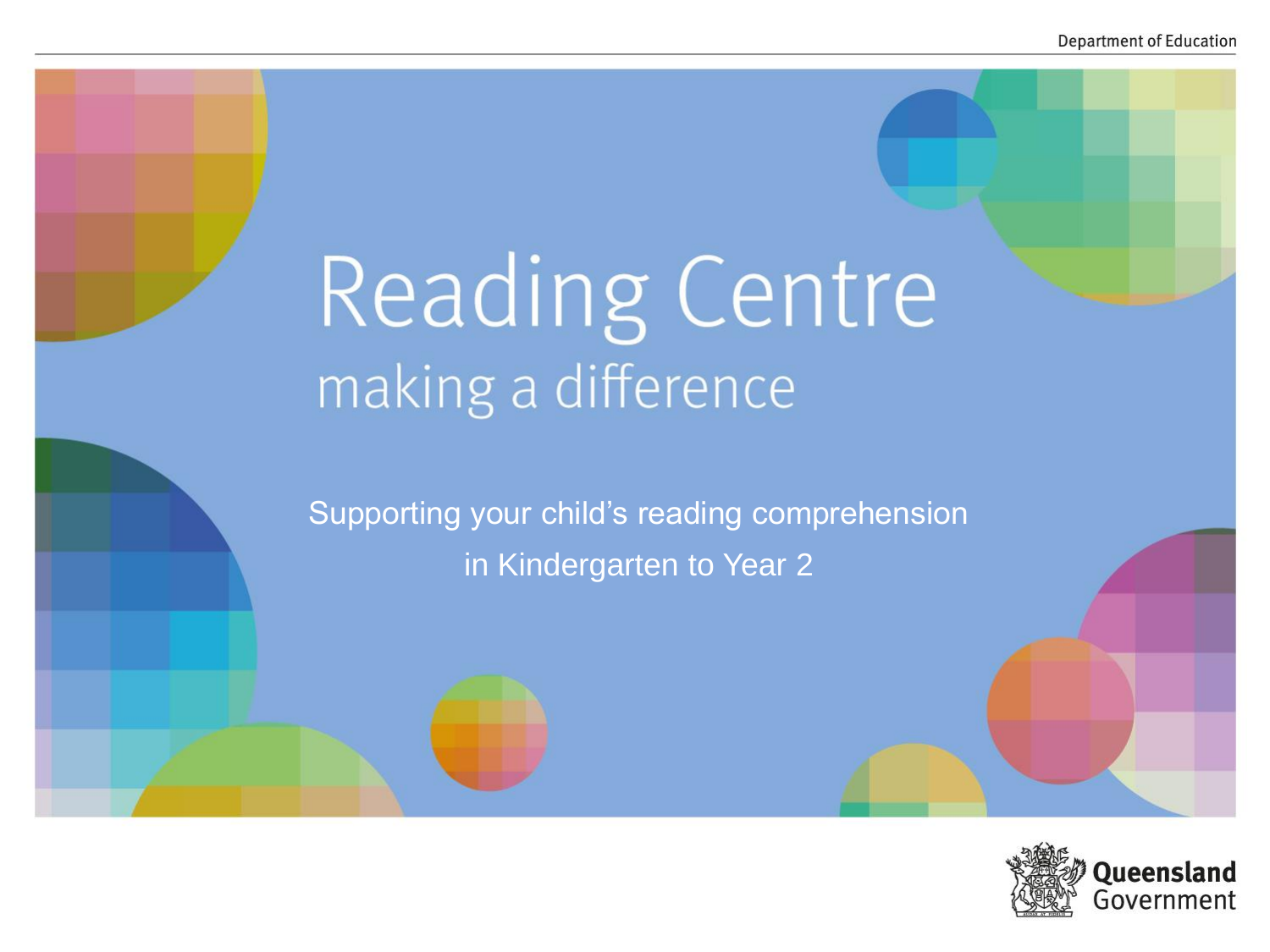Department of Education

# Reading Centre

## making a difference

Supporting your child's reading comprehension in Kindergarten to Year 2

Queensland Government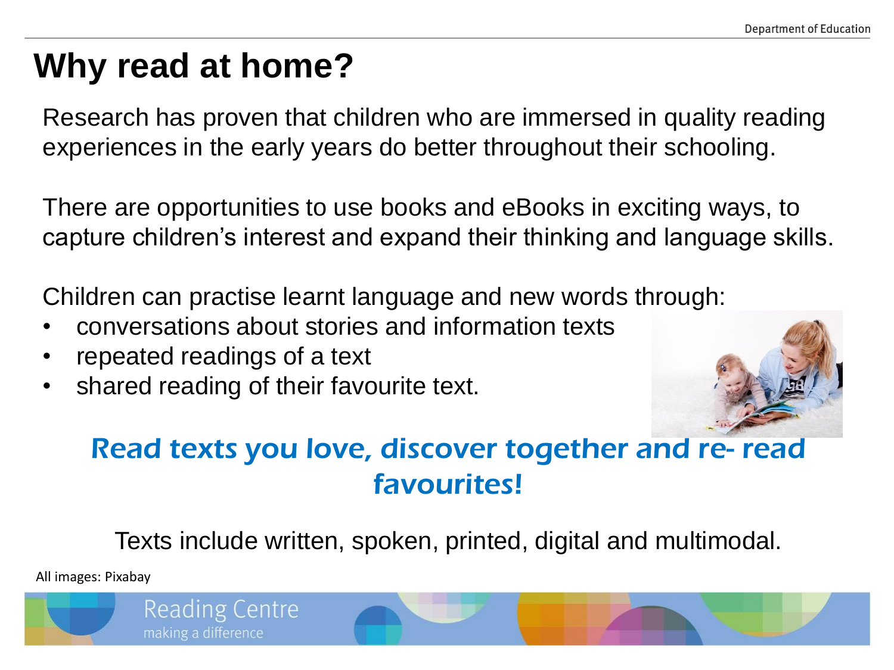# Why read at home?

Research has proven that children who are immersed in quality reading experiences in the early years do better throughout their schooling.

There are opportunities to use books and eBooks in exciting ways, to capture children's interest and expand their thinking and language skills.

Children can practise learnt language and new words through:

- conversations about stories and information texts
- repeated readings of a text
- shared reading of their favourite text.

***Read texts you love, discover together and re- read favourites!***

Texts include written, spoken, printed, digital and multimodal.

All images: Pixabay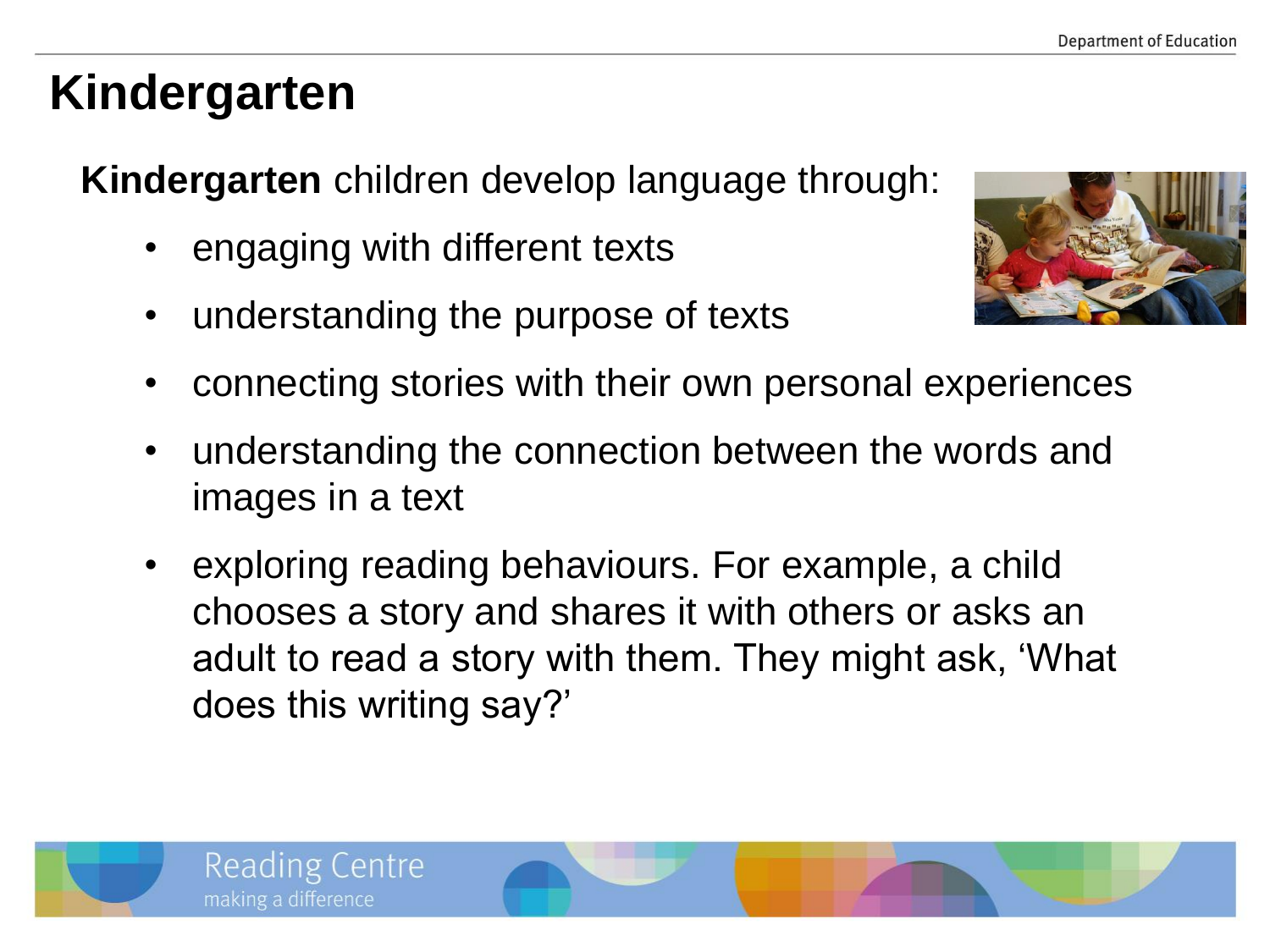# Kindergarten

**Kindergarten** children develop language through:

- engaging with different texts
- understanding the purpose of texts
- connecting stories with their own personal experiences
- understanding the connection between the words and images in a text
- exploring reading behaviours. For example, a child chooses a story and shares it with others or asks an adult to read a story with them. They might ask, 'What does this writing say?'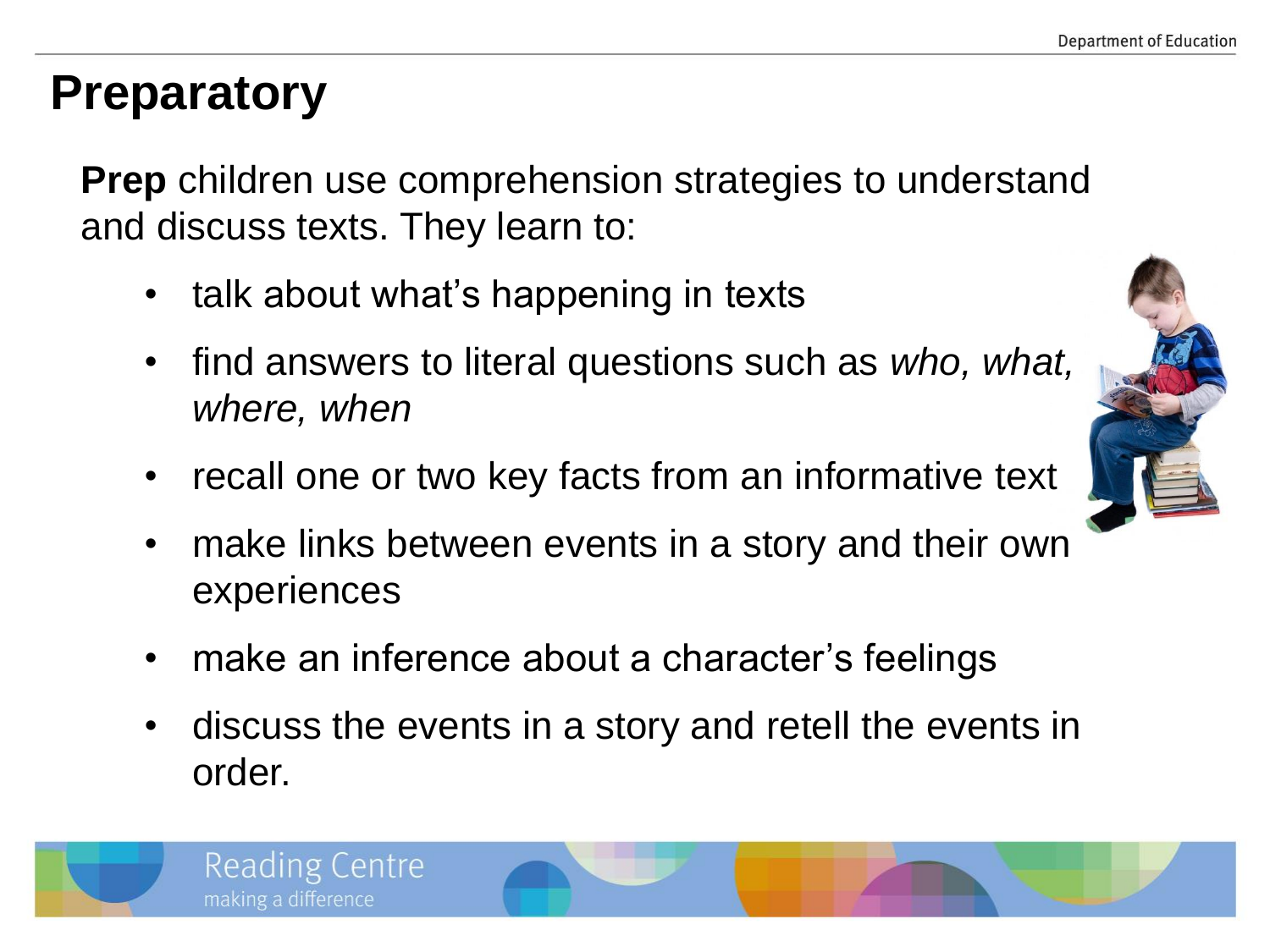# Preparatory

**Prep** children use comprehension strategies to understand and discuss texts. They learn to:

- talk about what's happening in texts
- find answers to literal questions such as *who, what, where, when*
- recall one or two key facts from an informative text
- make links between events in a story and their own experiences
- make an inference about a character's feelings
- discuss the events in a story and retell the events in order.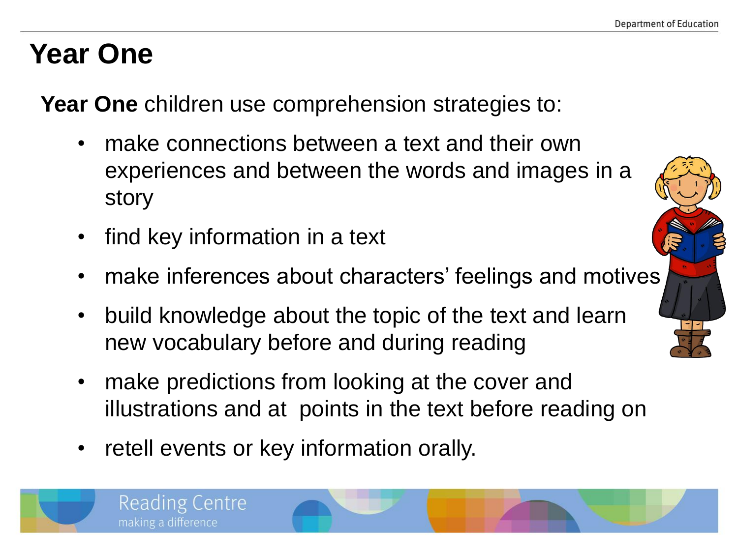# Year One

**Year One** children use comprehension strategies to:

- make connections between a text and their own experiences and between the words and images in a story
- find key information in a text
- make inferences about characters' feelings and motives
- build knowledge about the topic of the text and learn new vocabulary before and during reading
- make predictions from looking at the cover and illustrations and at points in the text before reading on
- retell events or key information orally.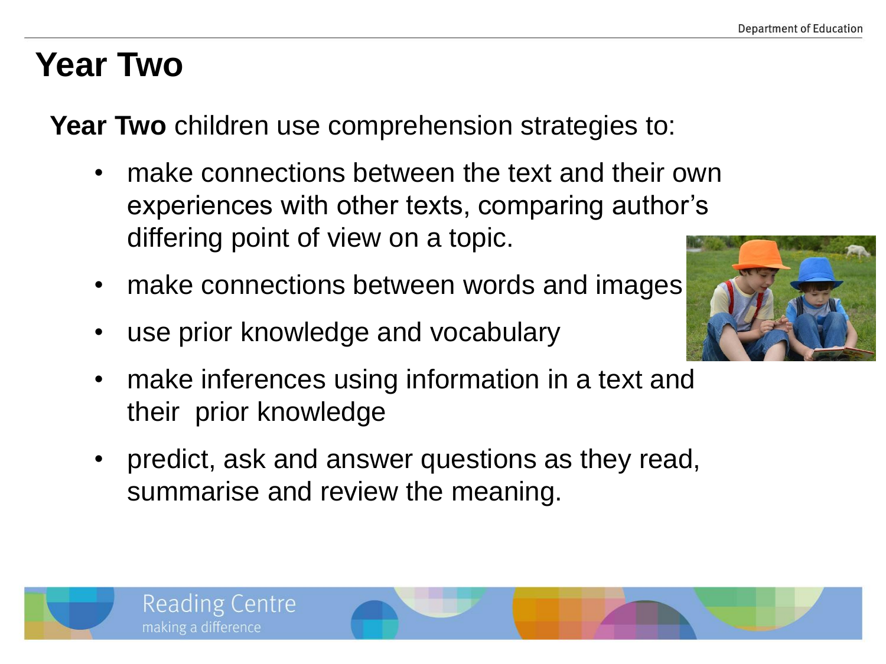# Year Two

**Year Two** children use comprehension strategies to:

- make connections between the text and their own experiences with other texts, comparing author's differing point of view on a topic.
- make connections between words and images
- use prior knowledge and vocabulary
- make inferences using information in a text and their prior knowledge
- predict, ask and answer questions as they read, summarise and review the meaning.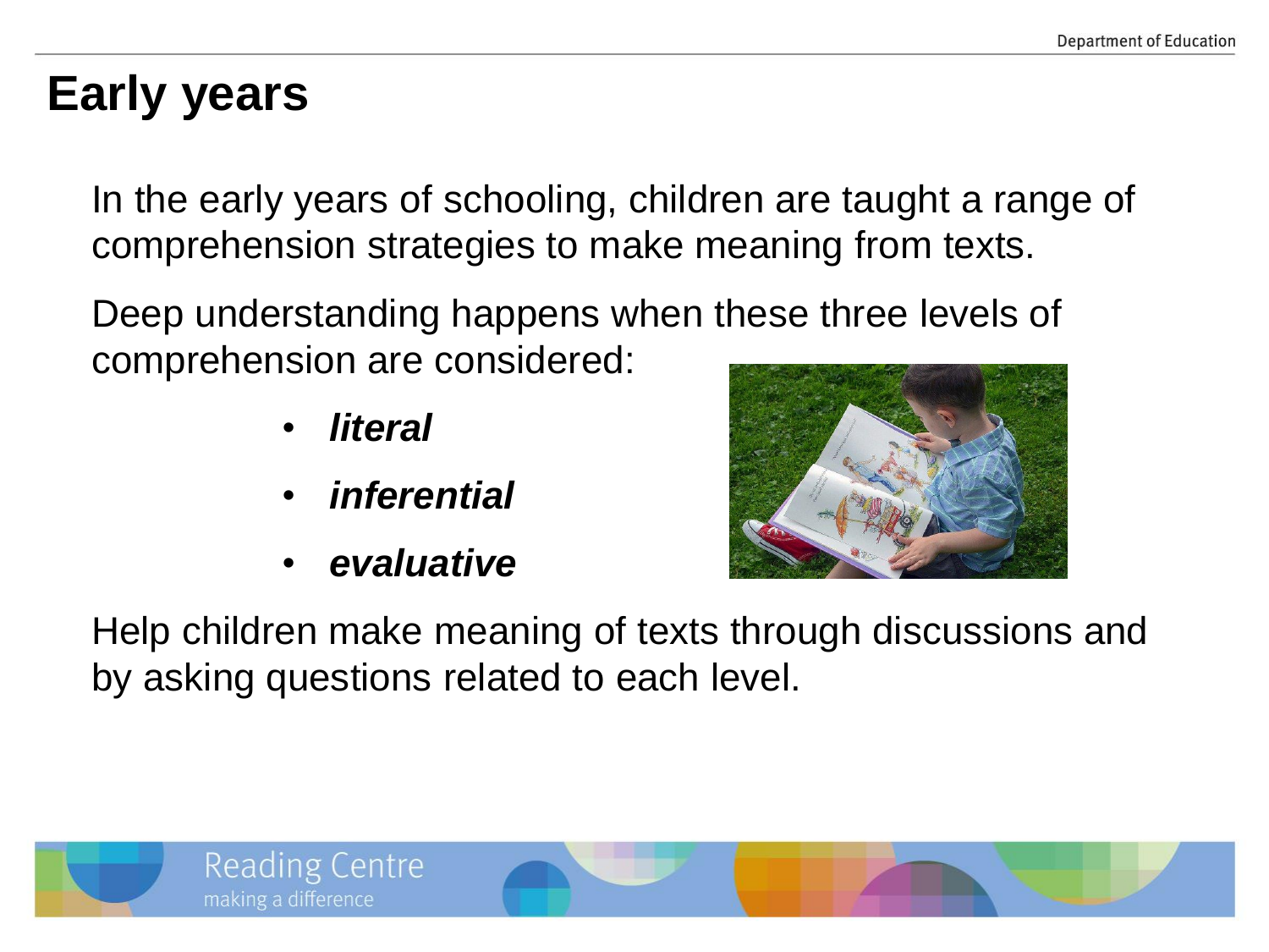# Early years

In the early years of schooling, children are taught a range of comprehension strategies to make meaning from texts.

Deep understanding happens when these three levels of comprehension are considered:

- ***literal***
- ***inferential***
- ***evaluative***

Help children make meaning of texts through discussions and by asking questions related to each level.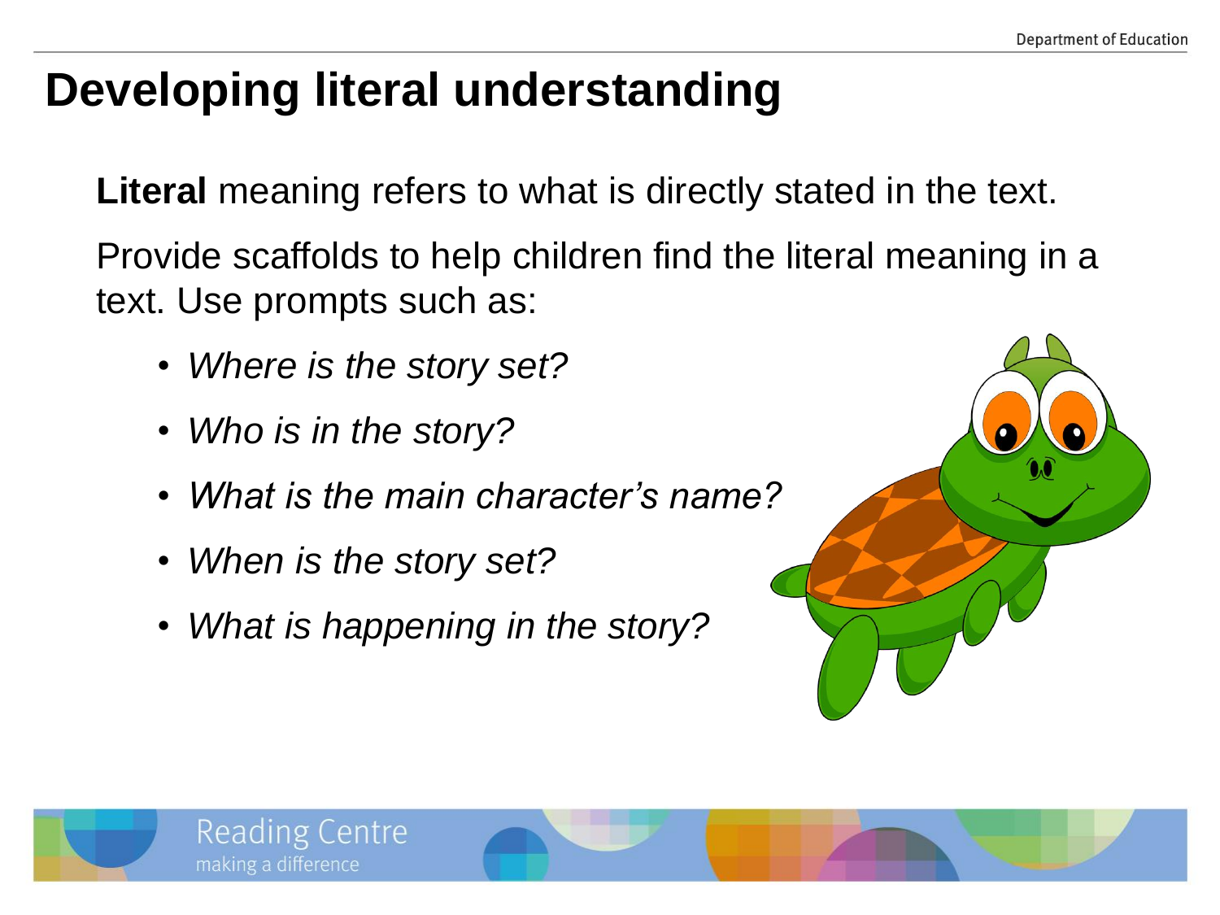# Developing literal understanding

**Literal** meaning refers to what is directly stated in the text.

Provide scaffolds to help children find the literal meaning in a text. Use prompts such as:

- *Where is the story set?*
- *Who is in the story?*
- *What is the main character's name?*
- *When is the story set?*
- *What is happening in the story?*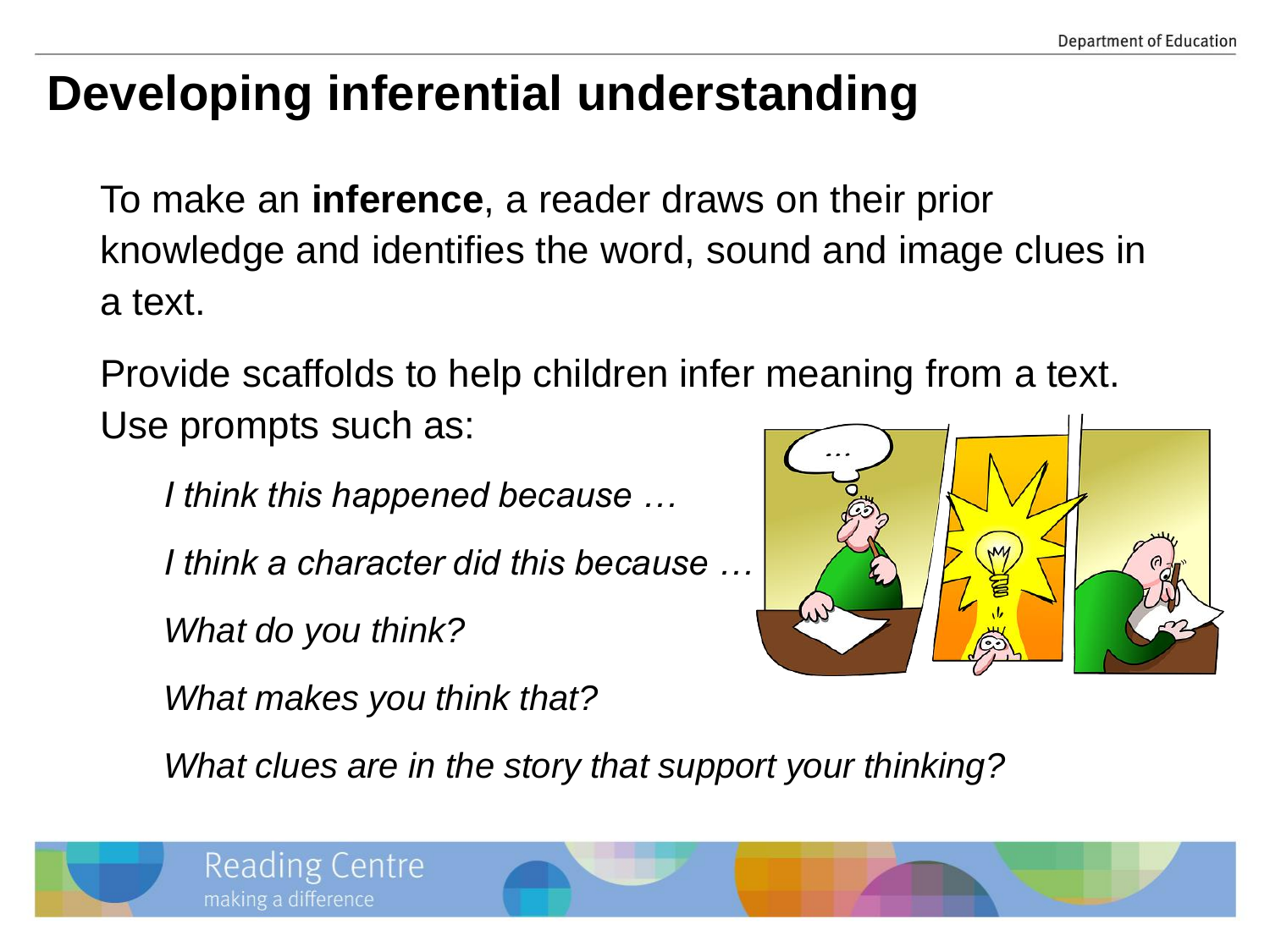# Developing inferential understanding

To make an **inference**, a reader draws on their prior knowledge and identifies the word, sound and image clues in a text.

Provide scaffolds to help children infer meaning from a text. Use prompts such as:

*I think this happened because …*

*I think a character did this because …*

*What do you think?*

*What makes you think that?*

*What clues are in the story that support your thinking?*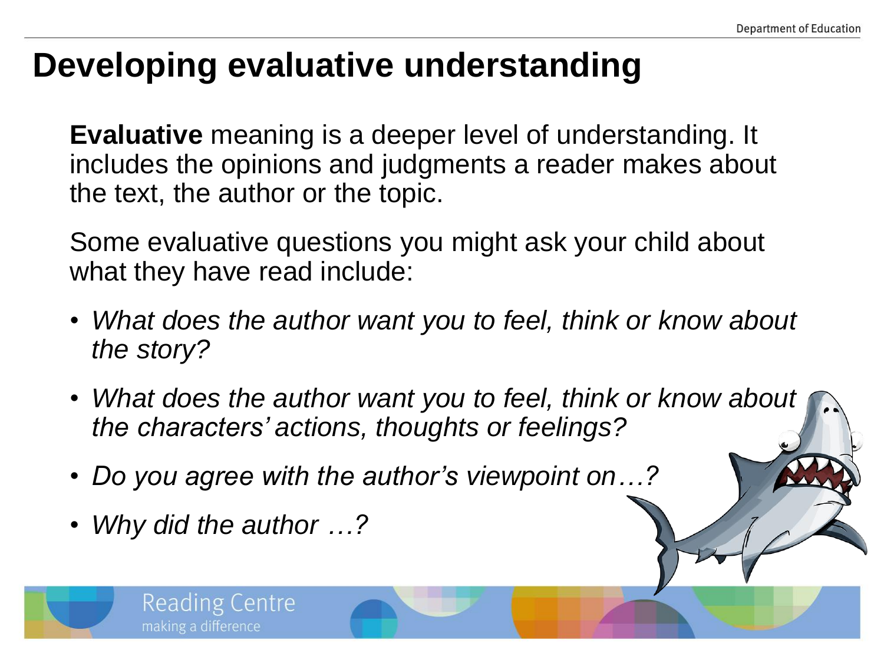# Developing evaluative understanding

**Evaluative** meaning is a deeper level of understanding. It includes the opinions and judgments a reader makes about the text, the author or the topic.

Some evaluative questions you might ask your child about what they have read include:

- *What does the author want you to feel, think or know about the story?*
- *What does the author want you to feel, think or know about the characters' actions, thoughts or feelings?*
- *Do you agree with the author's viewpoint on…?*
- *Why did the author …?*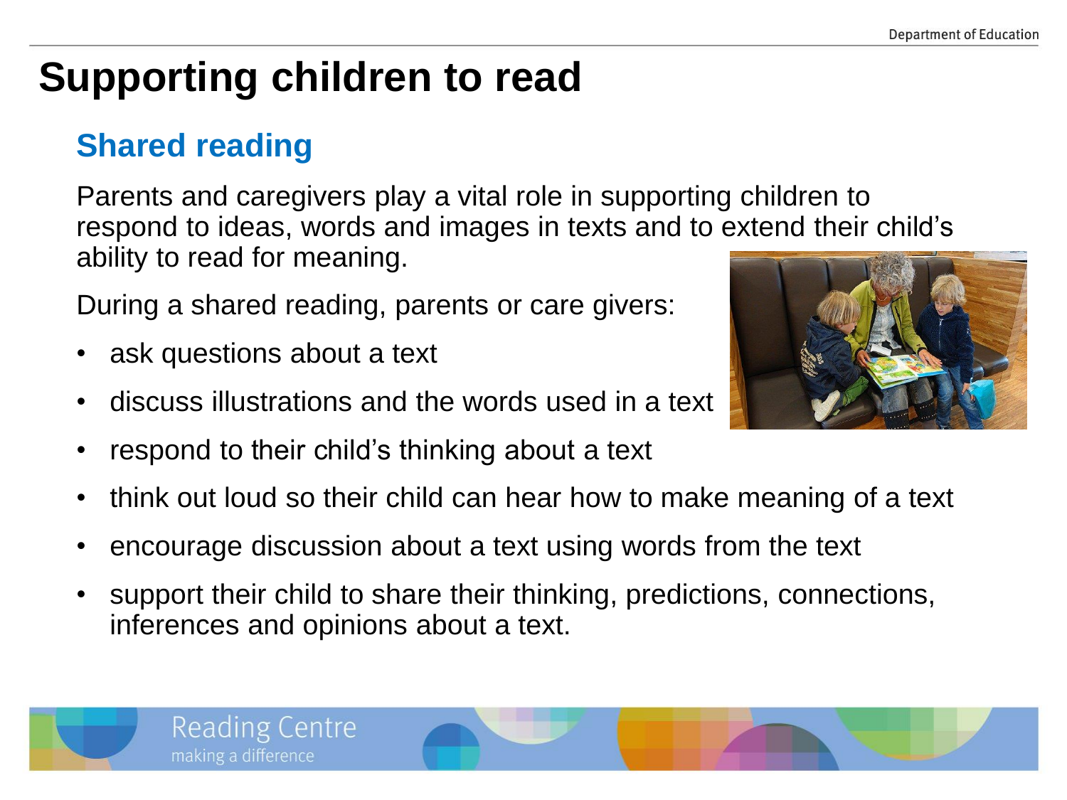# Supporting children to read

## Shared reading

Parents and caregivers play a vital role in supporting children to respond to ideas, words and images in texts and to extend their child's ability to read for meaning.

During a shared reading, parents or care givers:

- ask questions about a text
- discuss illustrations and the words used in a text
- respond to their child's thinking about a text
- think out loud so their child can hear how to make meaning of a text
- encourage discussion about a text using words from the text
- support their child to share their thinking, predictions, connections, inferences and opinions about a text.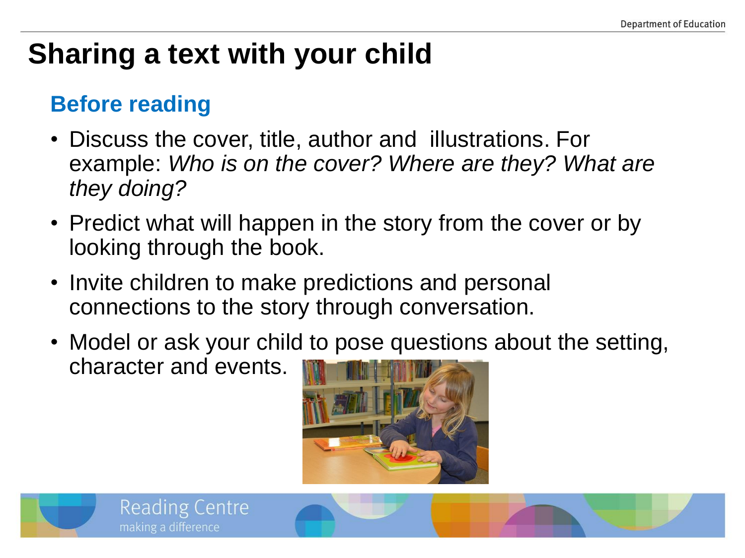# Sharing a text with your child

## Before reading

- Discuss the cover, title, author and illustrations. For example: *Who is on the cover? Where are they? What are they doing?*
- Predict what will happen in the story from the cover or by looking through the book.
- Invite children to make predictions and personal connections to the story through conversation.
- Model or ask your child to pose questions about the setting, character and events.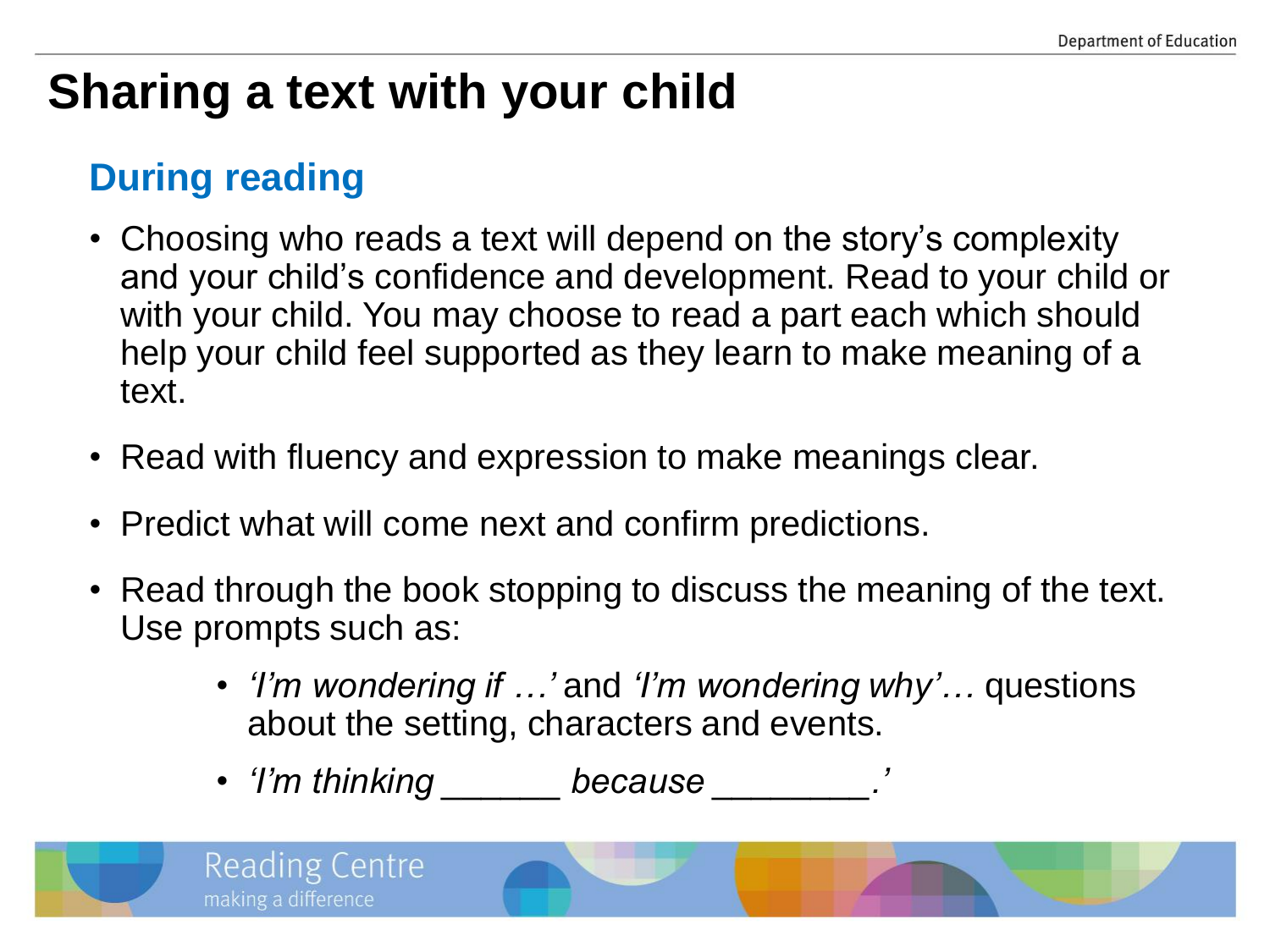# Sharing a text with your child

## During reading

- Choosing who reads a text will depend on the story's complexity and your child's confidence and development. Read to your child or with your child. You may choose to read a part each which should help your child feel supported as they learn to make meaning of a text.
- Read with fluency and expression to make meanings clear.
- Predict what will come next and confirm predictions.
- Read through the book stopping to discuss the meaning of the text. Use prompts such as:
    - *'I'm wondering if …'* and *'I'm wondering why'…* questions about the setting, characters and events.
    - *'I'm thinking ______ because ________.'*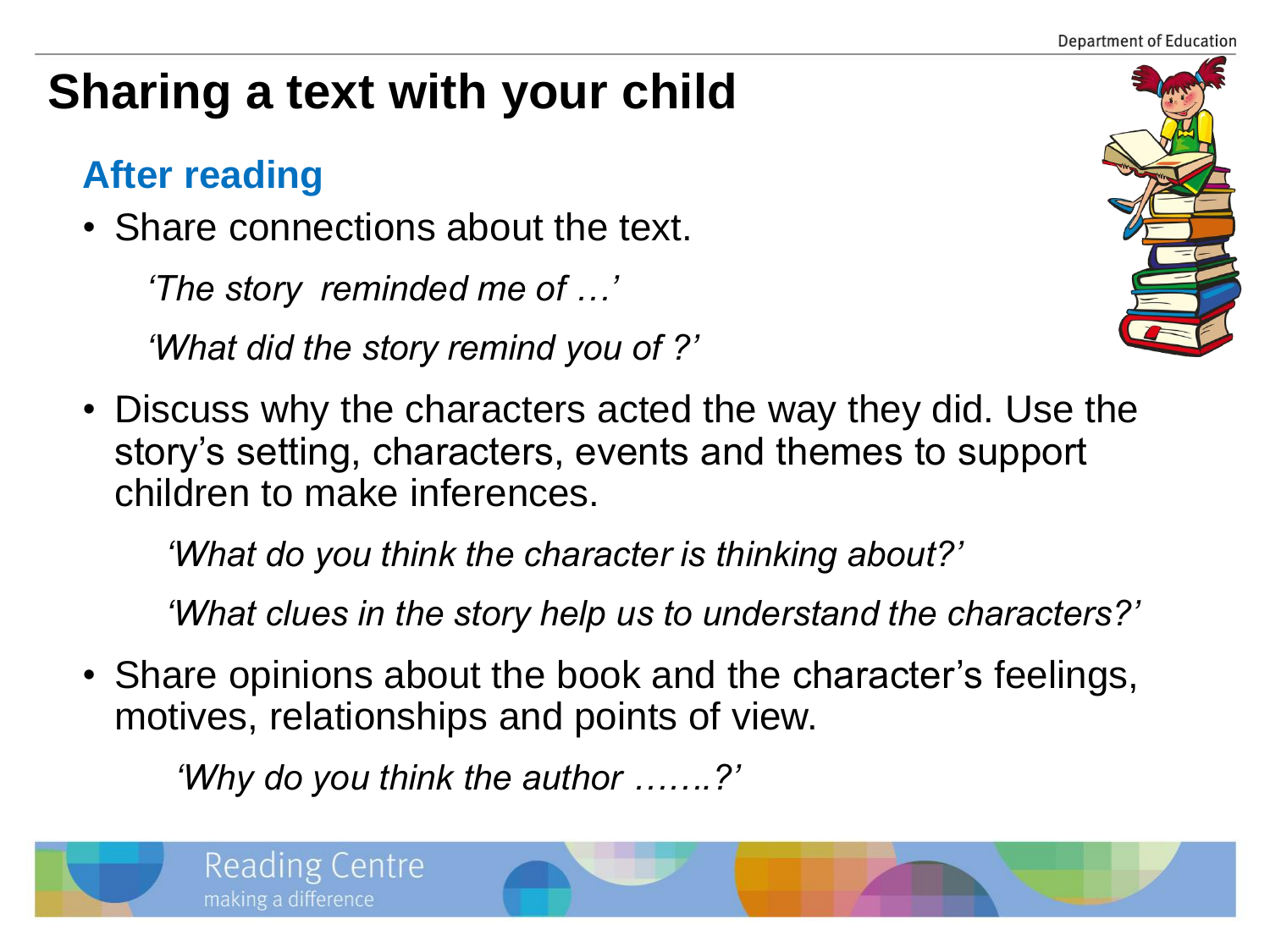# Sharing a text with your child

## After reading

- Share connections about the text.

  *'The story reminded me of …'*

  *'What did the story remind you of ?'*

- Discuss why the characters acted the way they did. Use the story's setting, characters, events and themes to support children to make inferences.

  *'What do you think the character is thinking about?'*

  *'What clues in the story help us to understand the characters?'*

- Share opinions about the book and the character's feelings, motives, relationships and points of view.

  *'Why do you think the author …….?'*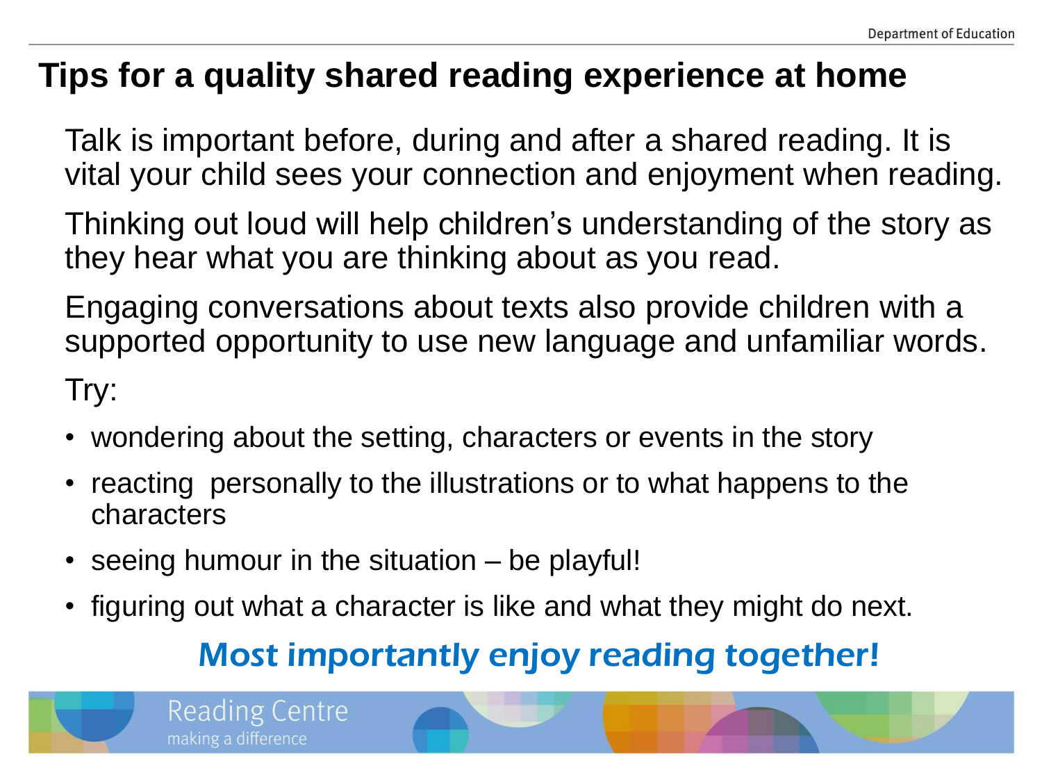# Tips for a quality shared reading experience at home

Talk is important before, during and after a shared reading. It is vital your child sees your connection and enjoyment when reading.

Thinking out loud will help children's understanding of the story as they hear what you are thinking about as you read.

Engaging conversations about texts also provide children with a supported opportunity to use new language and unfamiliar words.

Try:

- wondering about the setting, characters or events in the story
- reacting personally to the illustrations or to what happens to the characters
- seeing humour in the situation – be playful!
- figuring out what a character is like and what they might do next.

***Most importantly enjoy reading together!***

Reading Centre
making a difference